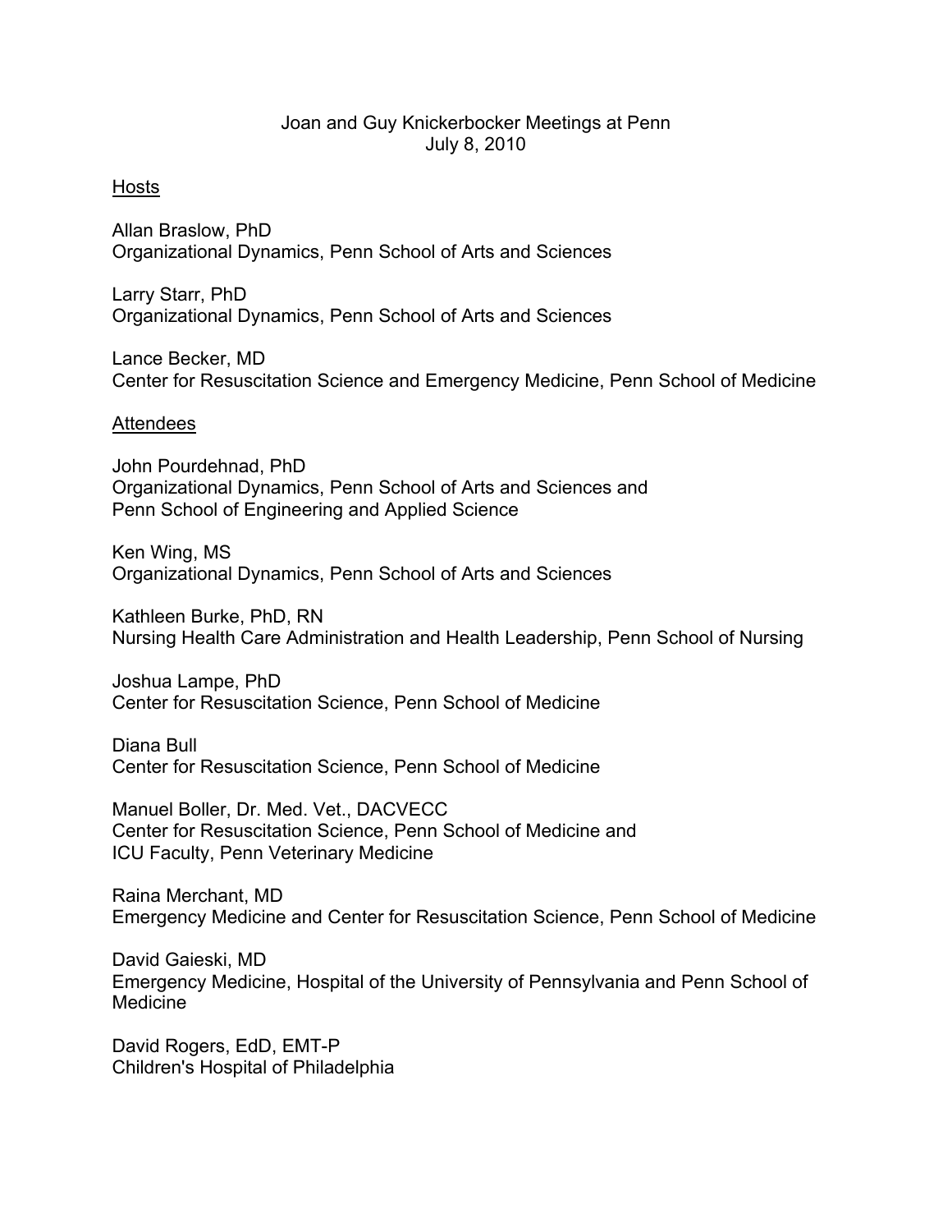# Joan and Guy Knickerbocker Meetings at Penn
July 8, 2010

## Hosts

Allan Braslow, PhD
Organizational Dynamics, Penn School of Arts and Sciences

Larry Starr, PhD
Organizational Dynamics, Penn School of Arts and Sciences

Lance Becker, MD
Center for Resuscitation Science and Emergency Medicine, Penn School of Medicine

## Attendees

John Pourdehnad, PhD
Organizational Dynamics, Penn School of Arts and Sciences and
Penn School of Engineering and Applied Science

Ken Wing, MS
Organizational Dynamics, Penn School of Arts and Sciences

Kathleen Burke, PhD, RN
Nursing Health Care Administration and Health Leadership, Penn School of Nursing

Joshua Lampe, PhD
Center for Resuscitation Science, Penn School of Medicine

Diana Bull
Center for Resuscitation Science, Penn School of Medicine

Manuel Boller, Dr. Med. Vet., DACVECC
Center for Resuscitation Science, Penn School of Medicine and
ICU Faculty, Penn Veterinary Medicine

Raina Merchant, MD
Emergency Medicine and Center for Resuscitation Science, Penn School of Medicine

David Gaieski, MD
Emergency Medicine, Hospital of the University of Pennsylvania and Penn School of Medicine

David Rogers, EdD, EMT-P
Children's Hospital of Philadelphia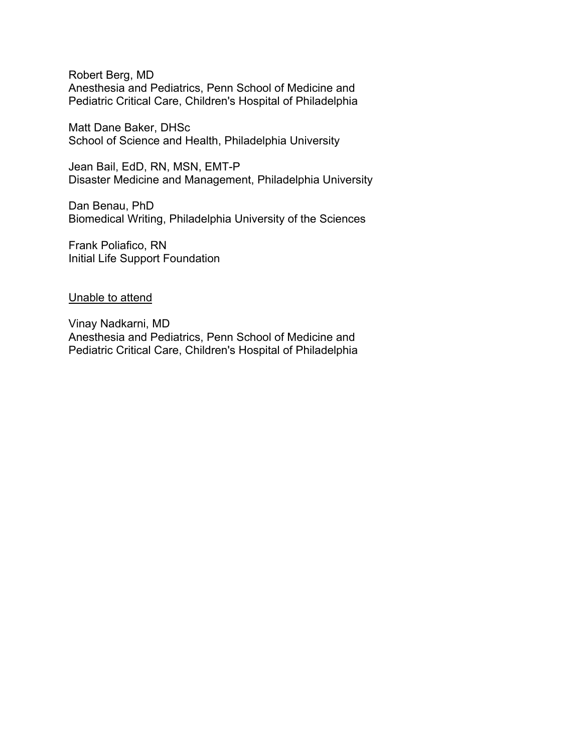Robert Berg, MD
Anesthesia and Pediatrics, Penn School of Medicine and
Pediatric Critical Care, Children's Hospital of Philadelphia

Matt Dane Baker, DHSc
School of Science and Health, Philadelphia University

Jean Bail, EdD, RN, MSN, EMT-P
Disaster Medicine and Management, Philadelphia University

Dan Benau, PhD
Biomedical Writing, Philadelphia University of the Sciences

Frank Poliafico, RN
Initial Life Support Foundation

<u>Unable to attend</u>

Vinay Nadkarni, MD
Anesthesia and Pediatrics, Penn School of Medicine and
Pediatric Critical Care, Children's Hospital of Philadelphia